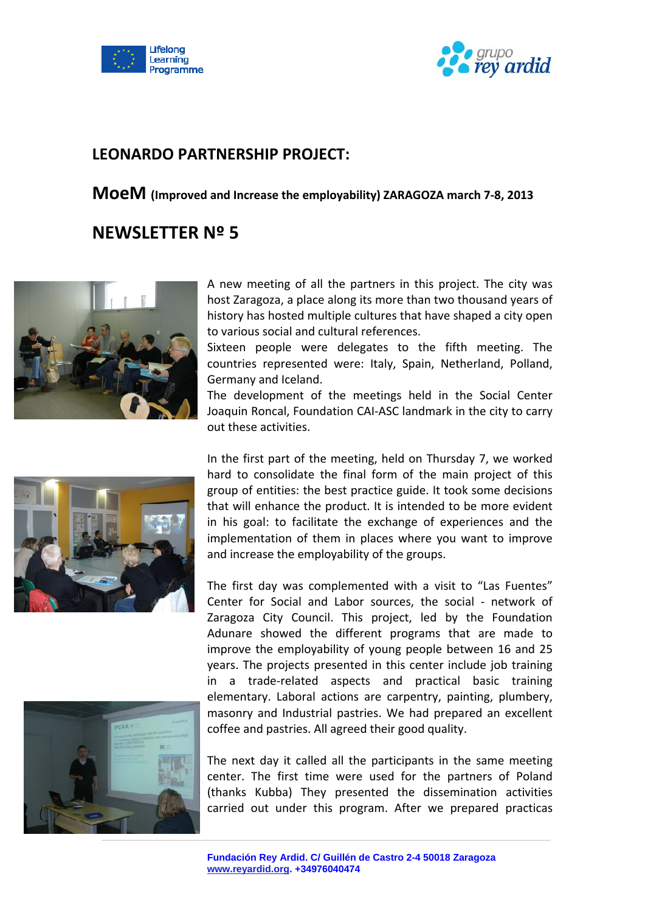## LEONARDO PARTNERSHIP PROJECT:

**MoeM** **(Improved and Increase the employability) ZARAGOZA march 7-8, 2013**

## NEWSLETTER Nº 5

A new meeting of all the partners in this project. The city was host Zaragoza, a place along its more than two thousand years of history has hosted multiple cultures that have shaped a city open to various social and cultural references.

Sixteen people were delegates to the fifth meeting. The countries represented were: Italy, Spain, Netherland, Polland, Germany and Iceland.

The development of the meetings held in the Social Center Joaquin Roncal, Foundation CAI-ASC landmark in the city to carry out these activities.

In the first part of the meeting, held on Thursday 7, we worked hard to consolidate the final form of the main project of this group of entities: the best practice guide. It took some decisions that will enhance the product. It is intended to be more evident in his goal: to facilitate the exchange of experiences and the implementation of them in places where you want to improve and increase the employability of the groups.

The first day was complemented with a visit to "Las Fuentes" Center for Social and Labor sources, the social - network of Zaragoza City Council. This project, led by the Foundation Adunare showed the different programs that are made to improve the employability of young people between 16 and 25 years. The projects presented in this center include job training in a trade-related aspects and practical basic training elementary. Laboral actions are carpentry, painting, plumbery, masonry and Industrial pastries. We had prepared an excellent coffee and pastries. All agreed their good quality.

The next day it called all the participants in the same meeting center. The first time were used for the partners of Poland (thanks Kubba) They presented the dissemination activities carried out under this program. After we prepared practicas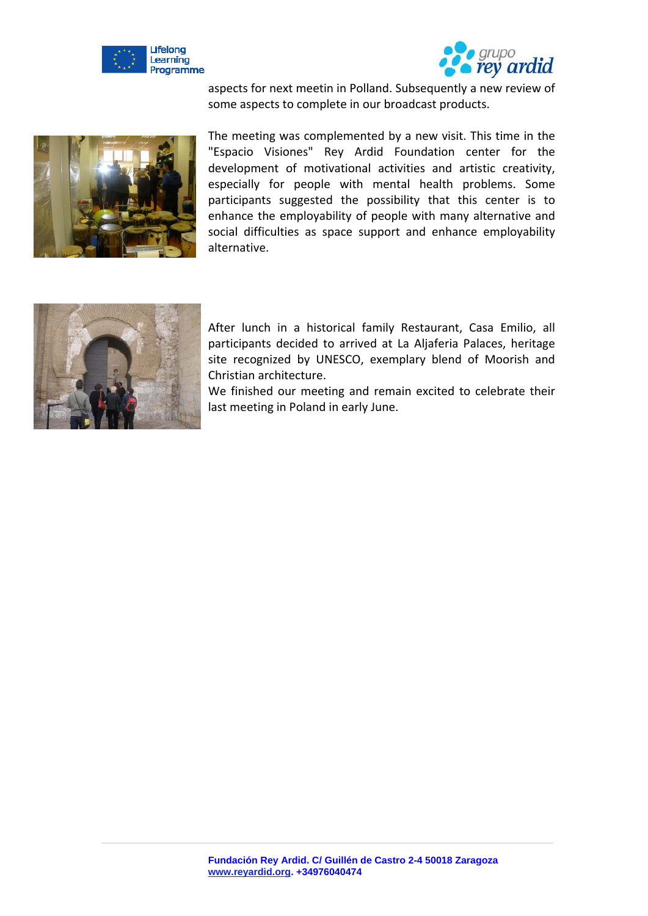aspects for next meetin in Polland. Subsequently a new review of some aspects to complete in our broadcast products.

The meeting was complemented by a new visit. This time in the "Espacio Visiones" Rey Ardid Foundation center for the development of motivational activities and artistic creativity, especially for people with mental health problems. Some participants suggested the possibility that this center is to enhance the employability of people with many alternative and social difficulties as space support and enhance employability alternative.

After lunch in a historical family Restaurant, Casa Emilio, all participants decided to arrived at La Aljaferia Palaces, heritage site recognized by UNESCO, exemplary blend of Moorish and Christian architecture.

We finished our meeting and remain excited to celebrate their last meeting in Poland in early June.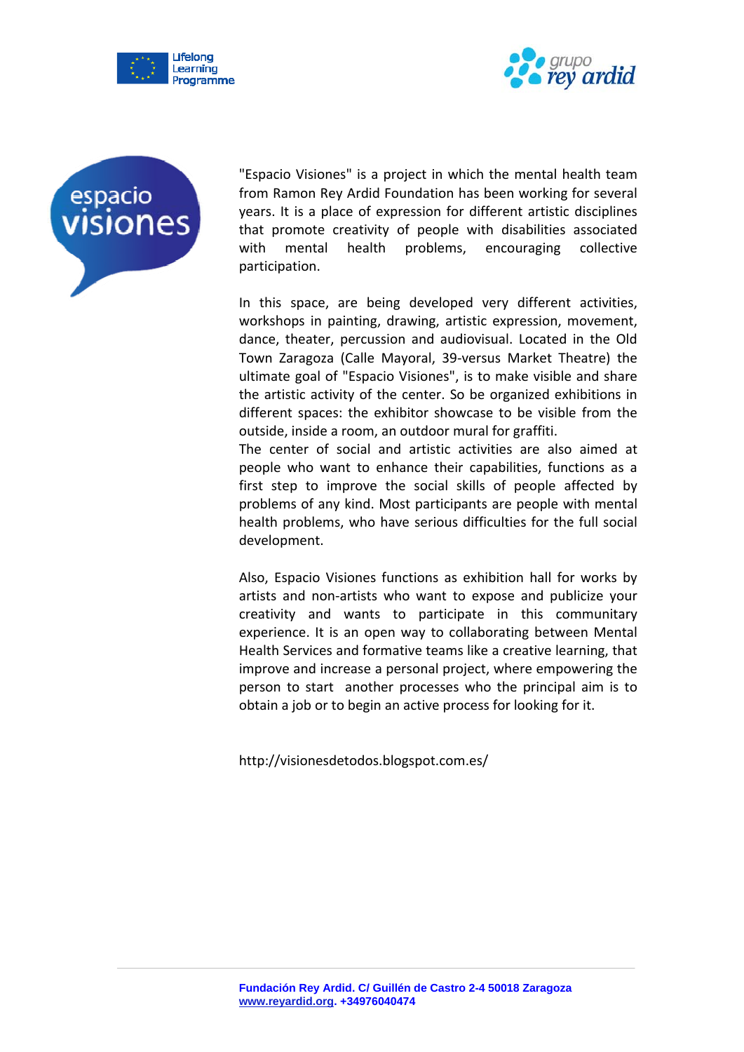"Espacio Visiones" is a project in which the mental health team from Ramon Rey Ardid Foundation has been working for several years. It is a place of expression for different artistic disciplines that promote creativity of people with disabilities associated with mental health problems, encouraging collective participation.

In this space, are being developed very different activities, workshops in painting, drawing, artistic expression, movement, dance, theater, percussion and audiovisual. Located in the Old Town Zaragoza (Calle Mayoral, 39-versus Market Theatre) the ultimate goal of "Espacio Visiones", is to make visible and share the artistic activity of the center. So be organized exhibitions in different spaces: the exhibitor showcase to be visible from the outside, inside a room, an outdoor mural for graffiti.

The center of social and artistic activities are also aimed at people who want to enhance their capabilities, functions as a first step to improve the social skills of people affected by problems of any kind. Most participants are people with mental health problems, who have serious difficulties for the full social development.

Also, Espacio Visiones functions as exhibition hall for works by artists and non-artists who want to expose and publicize your creativity and wants to participate in this communitary experience. It is an open way to collaborating between Mental Health Services and formative teams like a creative learning, that improve and increase a personal project, where empowering the person to start another processes who the principal aim is to obtain a job or to begin an active process for looking for it.

http://visionesdetodos.blogspot.com.es/

**Fundación Rey Ardid. C/ Guillén de Castro 2-4 50018 Zaragoza**
**www.reyardid.org. +34976040474**